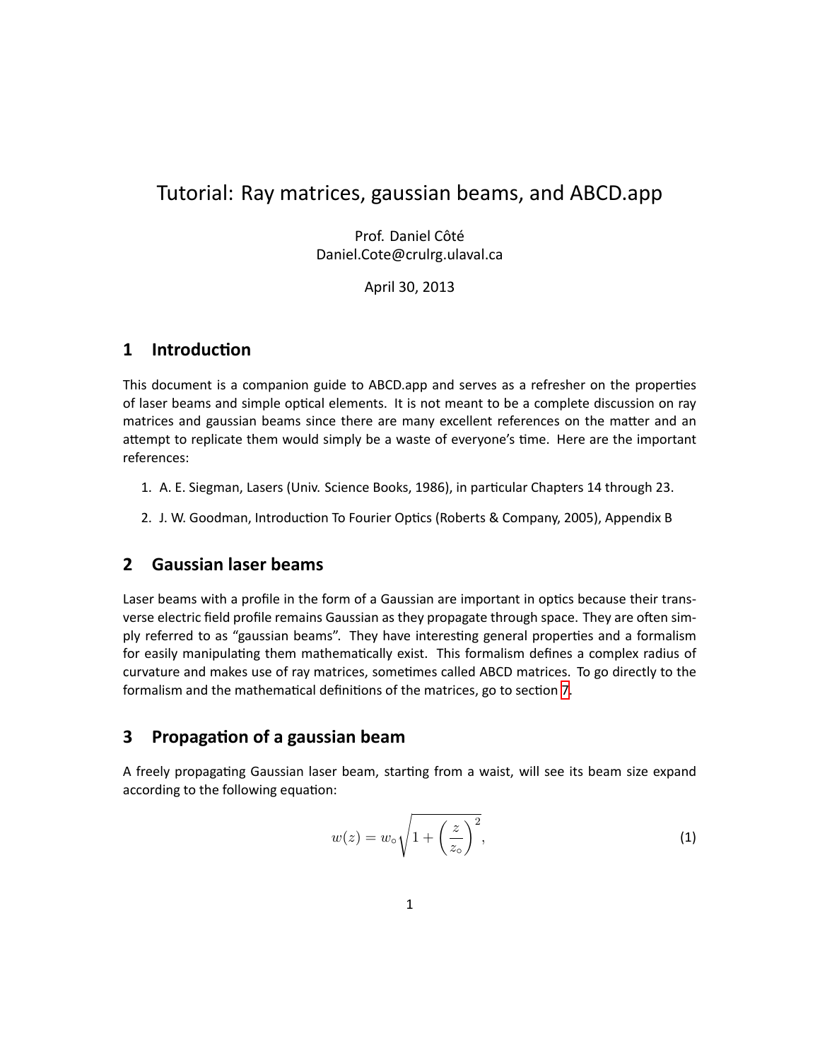# Tutorial: Ray matrices, gaussian beams, and ABCD.app

Prof. Daniel Côté
Daniel.Cote@crulrg.ulaval.ca

April 30, 2013

## 1 Introduction

This document is a companion guide to ABCD.app and serves as a refresher on the properties of laser beams and simple optical elements. It is not meant to be a complete discussion on ray matrices and gaussian beams since there are many excellent references on the matter and an attempt to replicate them would simply be a waste of everyone's time. Here are the important references:

1. A. E. Siegman, Lasers (Univ. Science Books, 1986), in particular Chapters 14 through 23.
2. J. W. Goodman, Introduction To Fourier Optics (Roberts & Company, 2005), Appendix B

## 2 Gaussian laser beams

Laser beams with a profile in the form of a Gaussian are important in optics because their transverse electric field profile remains Gaussian as they propagate through space. They are often simply referred to as "gaussian beams". They have interesting general properties and a formalism for easily manipulating them mathematically exist. This formalism defines a complex radius of curvature and makes use of ray matrices, sometimes called ABCD matrices. To go directly to the formalism and the mathematical definitions of the matrices, go to section 7.

## 3 Propagation of a gaussian beam

A freely propagating Gaussian laser beam, starting from a waist, will see its beam size expand according to the following equation:

$$w(z) = w_\circ \sqrt{1 + \left(\frac{z}{z_\circ}\right)^2}, \tag{1}$$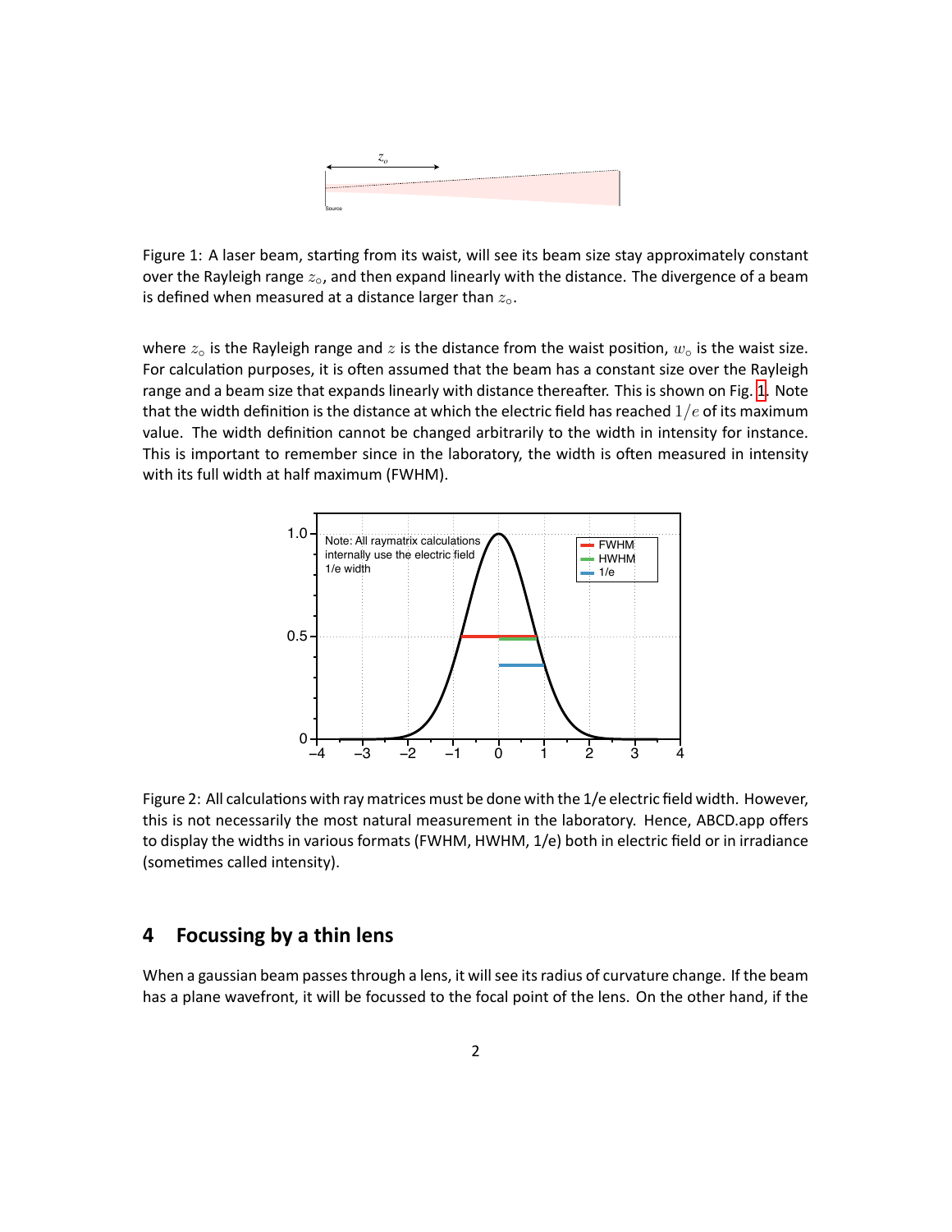Figure 1: A laser beam, starting from its waist, will see its beam size stay approximately constant over the Rayleigh range $z_\circ$, and then expand linearly with the distance. The divergence of a beam is defined when measured at a distance larger than $z_\circ$.

where $z_\circ$ is the Rayleigh range and $z$ is the distance from the waist position, $w_\circ$ is the waist size. For calculation purposes, it is often assumed that the beam has a constant size over the Rayleigh range and a beam size that expands linearly with distance thereafter. This is shown on Fig. 1. Note that the width definition is the distance at which the electric field has reached $1/e$ of its maximum value. The width definition cannot be changed arbitrarily to the width in intensity for instance. This is important to remember since in the laboratory, the width is often measured in intensity with its full width at half maximum (FWHM).

Figure 2: All calculations with ray matrices must be done with the 1/e electric field width. However, this is not necessarily the most natural measurement in the laboratory. Hence, ABCD.app offers to display the widths in various formats (FWHM, HWHM, 1/e) both in electric field or in irradiance (sometimes called intensity).

## 4 Focussing by a thin lens

When a gaussian beam passes through a lens, it will see its radius of curvature change. If the beam has a plane wavefront, it will be focussed to the focal point of the lens. On the other hand, if the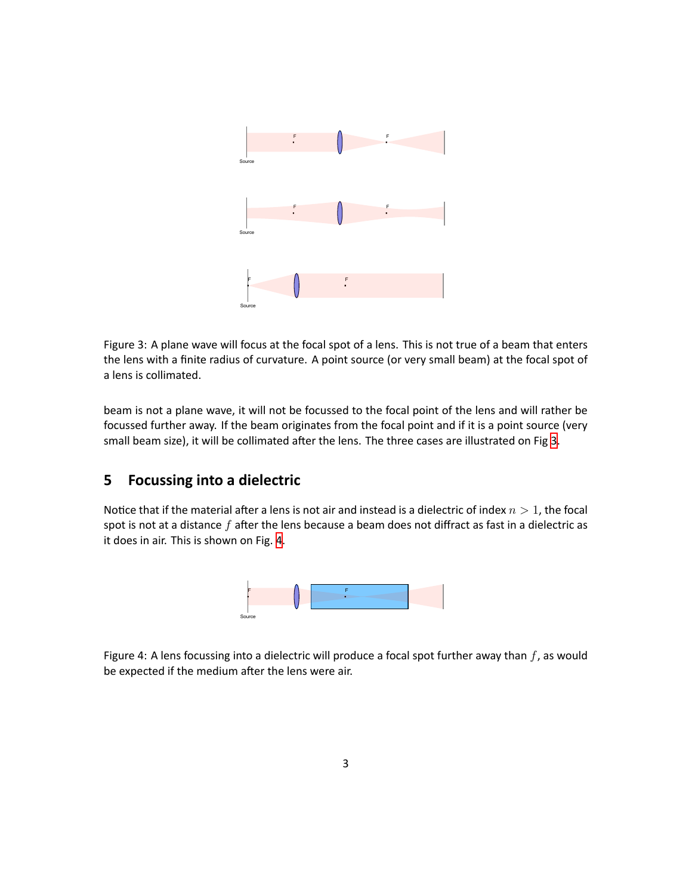Figure 3: A plane wave will focus at the focal spot of a lens. This is not true of a beam that enters the lens with a finite radius of curvature. A point source (or very small beam) at the focal spot of a lens is collimated.

beam is not a plane wave, it will not be focussed to the focal point of the lens and will rather be focussed further away. If the beam originates from the focal point and if it is a point source (very small beam size), it will be collimated after the lens. The three cases are illustrated on Fig 3.

## 5 Focussing into a dielectric

Notice that if the material after a lens is not air and instead is a dielectric of index $n > 1$, the focal spot is not at a distance $f$ after the lens because a beam does not diffract as fast in a dielectric as it does in air. This is shown on Fig. 4.

Figure 4: A lens focussing into a dielectric will produce a focal spot further away than $f$, as would be expected if the medium after the lens were air.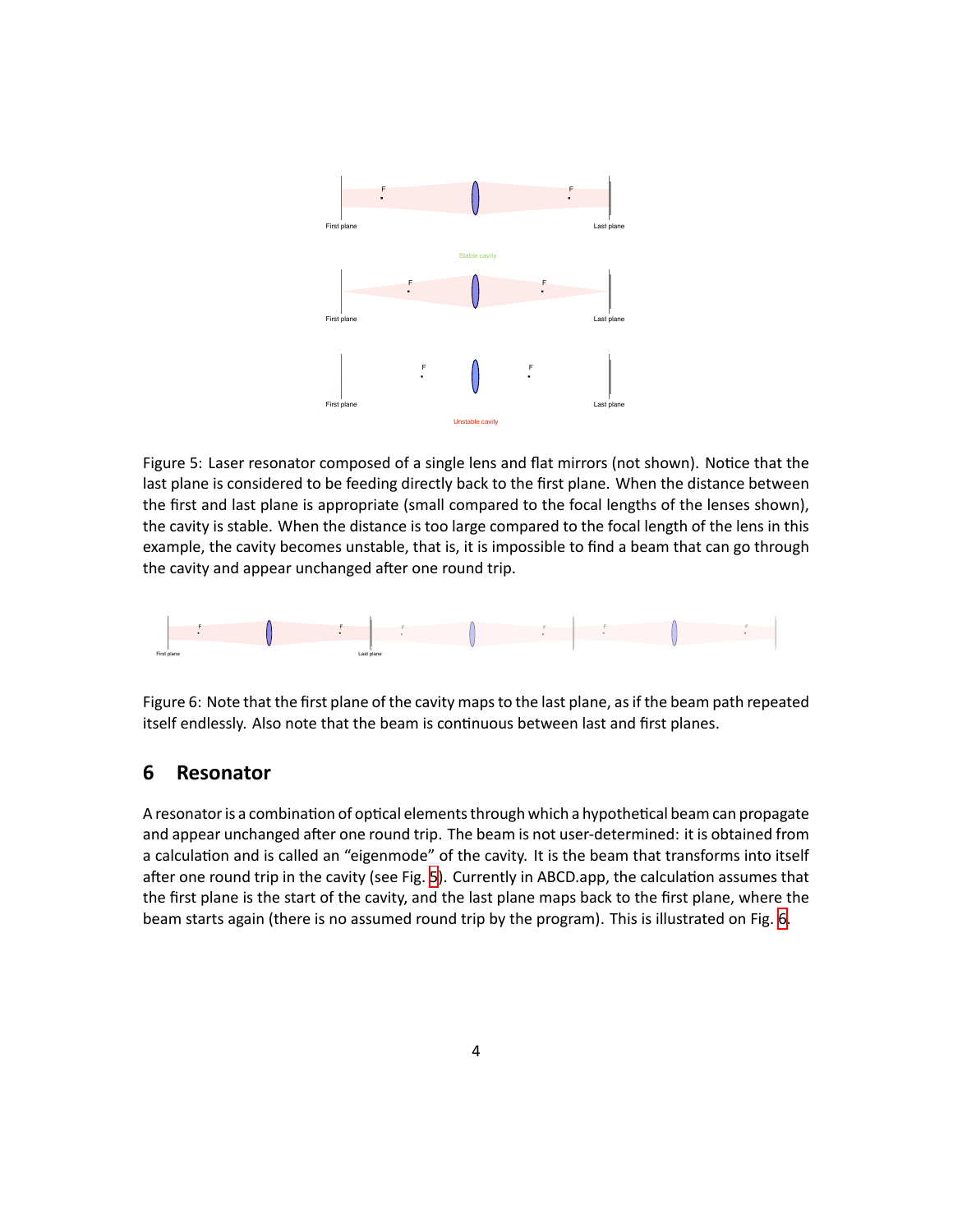Figure 5: Laser resonator composed of a single lens and flat mirrors (not shown). Notice that the last plane is considered to be feeding directly back to the first plane. When the distance between the first and last plane is appropriate (small compared to the focal lengths of the lenses shown), the cavity is stable. When the distance is too large compared to the focal length of the lens in this example, the cavity becomes unstable, that is, it is impossible to find a beam that can go through the cavity and appear unchanged after one round trip.

Figure 6: Note that the first plane of the cavity maps to the last plane, as if the beam path repeated itself endlessly. Also note that the beam is continuous between last and first planes.

## 6 Resonator

A resonator is a combination of optical elements through which a hypothetical beam can propagate and appear unchanged after one round trip. The beam is not user-determined: it is obtained from a calculation and is called an "eigenmode" of the cavity. It is the beam that transforms into itself after one round trip in the cavity (see Fig. 5). Currently in ABCD.app, the calculation assumes that the first plane is the start of the cavity, and the last plane maps back to the first plane, where the beam starts again (there is no assumed round trip by the program). This is illustrated on Fig. 6.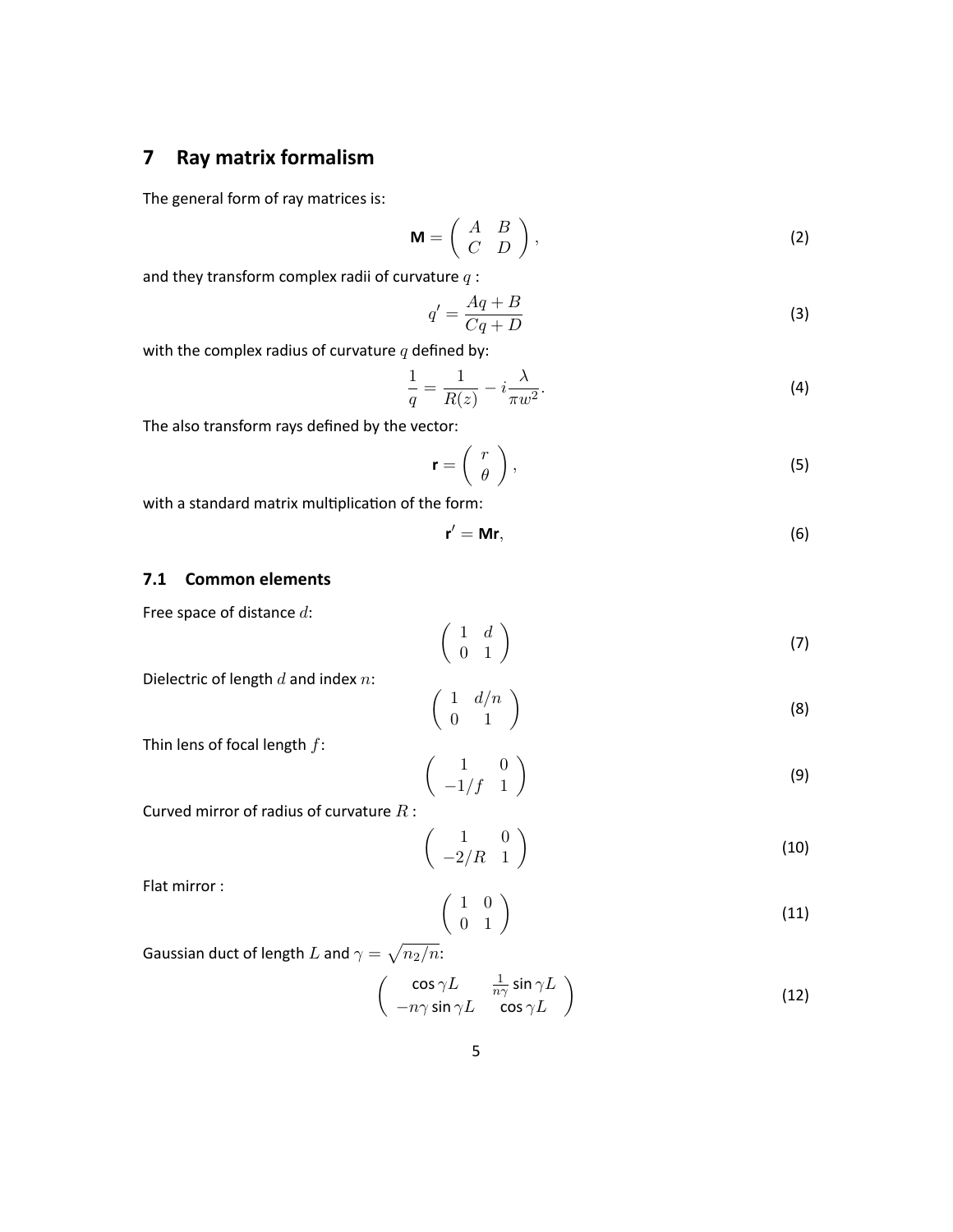## 7 Ray matrix formalism

The general form of ray matrices is:

$$\mathbf{M} = \begin{pmatrix} A & B \\ C & D \end{pmatrix}, \tag{2}$$

and they transform complex radii of curvature $q$ :

$$q' = \frac{Aq + B}{Cq + D} \tag{3}$$

with the complex radius of curvature $q$ defined by:

$$\frac{1}{q} = \frac{1}{R(z)} - i\frac{\lambda}{\pi w^2}. \tag{4}$$

The also transform rays defined by the vector:

$$\mathbf{r} = \begin{pmatrix} r \\ \theta \end{pmatrix}, \tag{5}$$

with a standard matrix multiplication of the form:

$$\mathbf{r}' = \mathbf{M}\mathbf{r}, \tag{6}$$

### 7.1 Common elements

Free space of distance $d$:

$$\begin{pmatrix} 1 & d \\ 0 & 1 \end{pmatrix} \tag{7}$$

Dielectric of length $d$ and index $n$:

$$\begin{pmatrix} 1 & d/n \\ 0 & 1 \end{pmatrix} \tag{8}$$

Thin lens of focal length $f$:

$$\begin{pmatrix} 1 & 0 \\ -1/f & 1 \end{pmatrix} \tag{9}$$

Curved mirror of radius of curvature $R$ :

$$\begin{pmatrix} 1 & 0 \\ -2/R & 1 \end{pmatrix} \tag{10}$$

Flat mirror :

$$\begin{pmatrix} 1 & 0 \\ 0 & 1 \end{pmatrix} \tag{11}$$

Gaussian duct of length $L$ and $\gamma = \sqrt{n_2/n}$:

$$\begin{pmatrix} \cos\gamma L & \frac{1}{n\gamma}\sin\gamma L \\ -n\gamma\sin\gamma L & \cos\gamma L \end{pmatrix} \tag{12}$$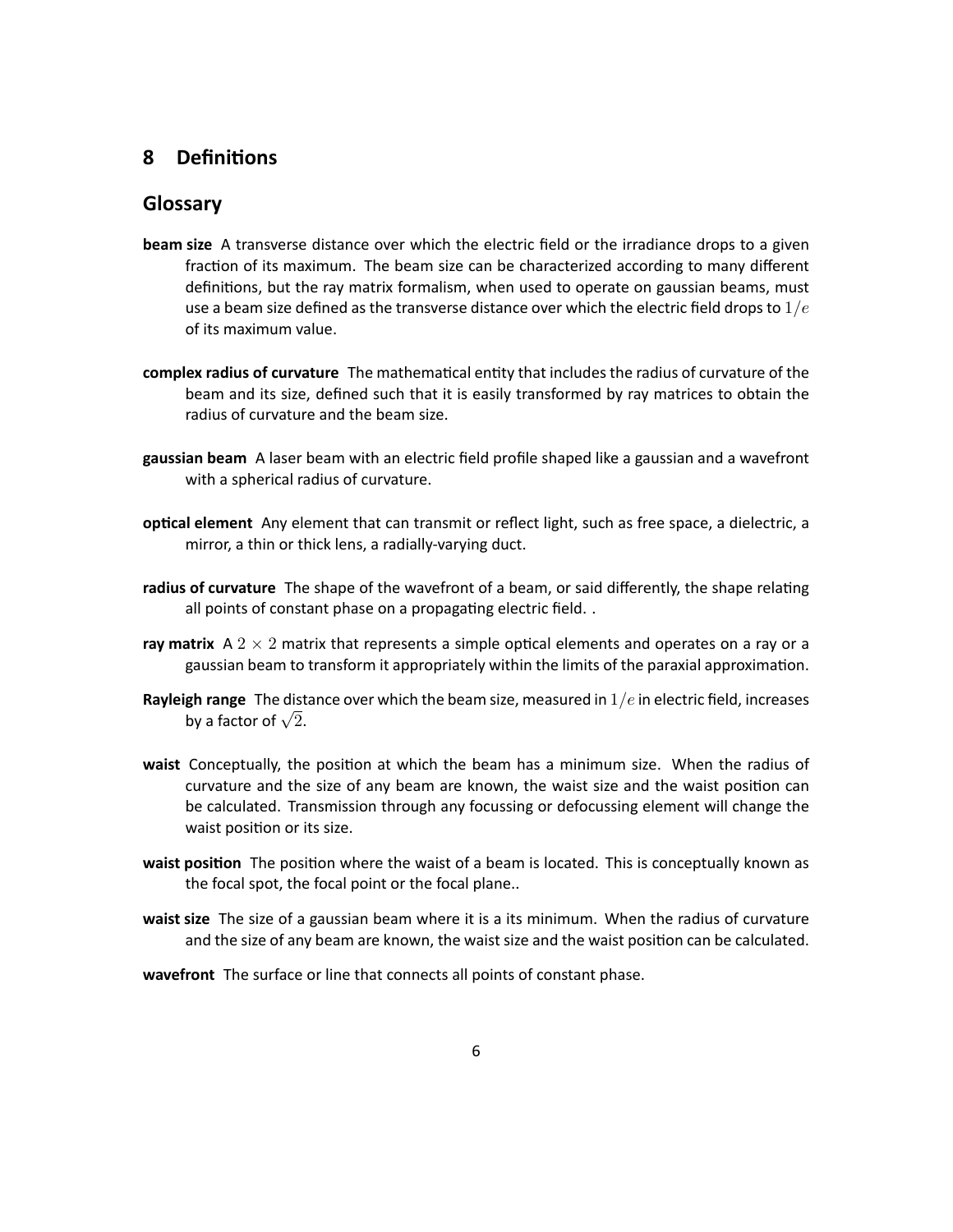## 8 Definitions

### Glossary

**beam size** A transverse distance over which the electric field or the irradiance drops to a given fraction of its maximum. The beam size can be characterized according to many different definitions, but the ray matrix formalism, when used to operate on gaussian beams, must use a beam size defined as the transverse distance over which the electric field drops to $1/e$ of its maximum value.

**complex radius of curvature** The mathematical entity that includes the radius of curvature of the beam and its size, defined such that it is easily transformed by ray matrices to obtain the radius of curvature and the beam size.

**gaussian beam** A laser beam with an electric field profile shaped like a gaussian and a wavefront with a spherical radius of curvature.

**optical element** Any element that can transmit or reflect light, such as free space, a dielectric, a mirror, a thin or thick lens, a radially-varying duct.

**radius of curvature** The shape of the wavefront of a beam, or said differently, the shape relating all points of constant phase on a propagating electric field. .

**ray matrix** A $2 \times 2$ matrix that represents a simple optical elements and operates on a ray or a gaussian beam to transform it appropriately within the limits of the paraxial approximation.

**Rayleigh range** The distance over which the beam size, measured in $1/e$ in electric field, increases by a factor of $\sqrt{2}$.

**waist** Conceptually, the position at which the beam has a minimum size. When the radius of curvature and the size of any beam are known, the waist size and the waist position can be calculated. Transmission through any focussing or defocussing element will change the waist position or its size.

**waist position** The position where the waist of a beam is located. This is conceptually known as the focal spot, the focal point or the focal plane..

**waist size** The size of a gaussian beam where it is a its minimum. When the radius of curvature and the size of any beam are known, the waist size and the waist position can be calculated.

**wavefront** The surface or line that connects all points of constant phase.